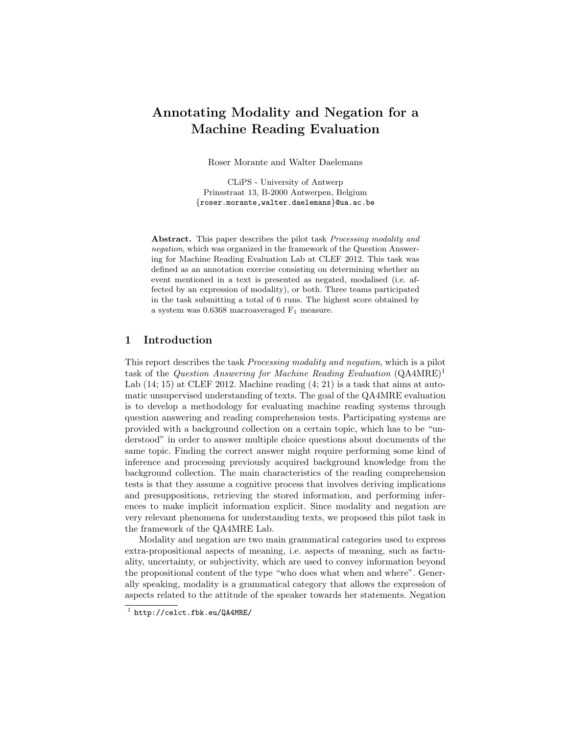# Annotating Modality and Negation for a Machine Reading Evaluation

Roser Morante and Walter Daelemans

CLiPS - University of Antwerp
Prinsstraat 13, B-2000 Antwerpen, Belgium
{roser.morante,walter.daelemans}@ua.ac.be

**Abstract.** This paper describes the pilot task *Processing modality and negation*, which was organized in the framework of the Question Answering for Machine Reading Evaluation Lab at CLEF 2012. This task was defined as an annotation exercise consisting on determining whether an event mentioned in a text is presented as negated, modalised (i.e. affected by an expression of modality), or both. Three teams participated in the task submitting a total of 6 runs. The highest score obtained by a system was 0.6368 macroaveraged $F_1$ measure.

## 1 Introduction

This report describes the task *Processing modality and negation*, which is a pilot task of the *Question Answering for Machine Reading Evaluation* (QA4MRE)[1] Lab (14; 15) at CLEF 2012. Machine reading (4; 21) is a task that aims at automatic unsupervised understanding of texts. The goal of the QA4MRE evaluation is to develop a methodology for evaluating machine reading systems through question answering and reading comprehension tests. Participating systems are provided with a background collection on a certain topic, which has to be "understood" in order to answer multiple choice questions about documents of the same topic. Finding the correct answer might require performing some kind of inference and processing previously acquired background knowledge from the background collection. The main characteristics of the reading comprehension tests is that they assume a cognitive process that involves deriving implications and presuppositions, retrieving the stored information, and performing inferences to make implicit information explicit. Since modality and negation are very relevant phenomena for understanding texts, we proposed this pilot task in the framework of the QA4MRE Lab.

Modality and negation are two main grammatical categories used to express extra-propositional aspects of meaning, i.e. aspects of meaning, such as factuality, uncertainty, or subjectivity, which are used to convey information beyond the propositional content of the type "who does what when and where". Generally speaking, modality is a grammatical category that allows the expression of aspects related to the attitude of the speaker towards her statements. Negation

[1] http://celct.fbk.eu/QA4MRE/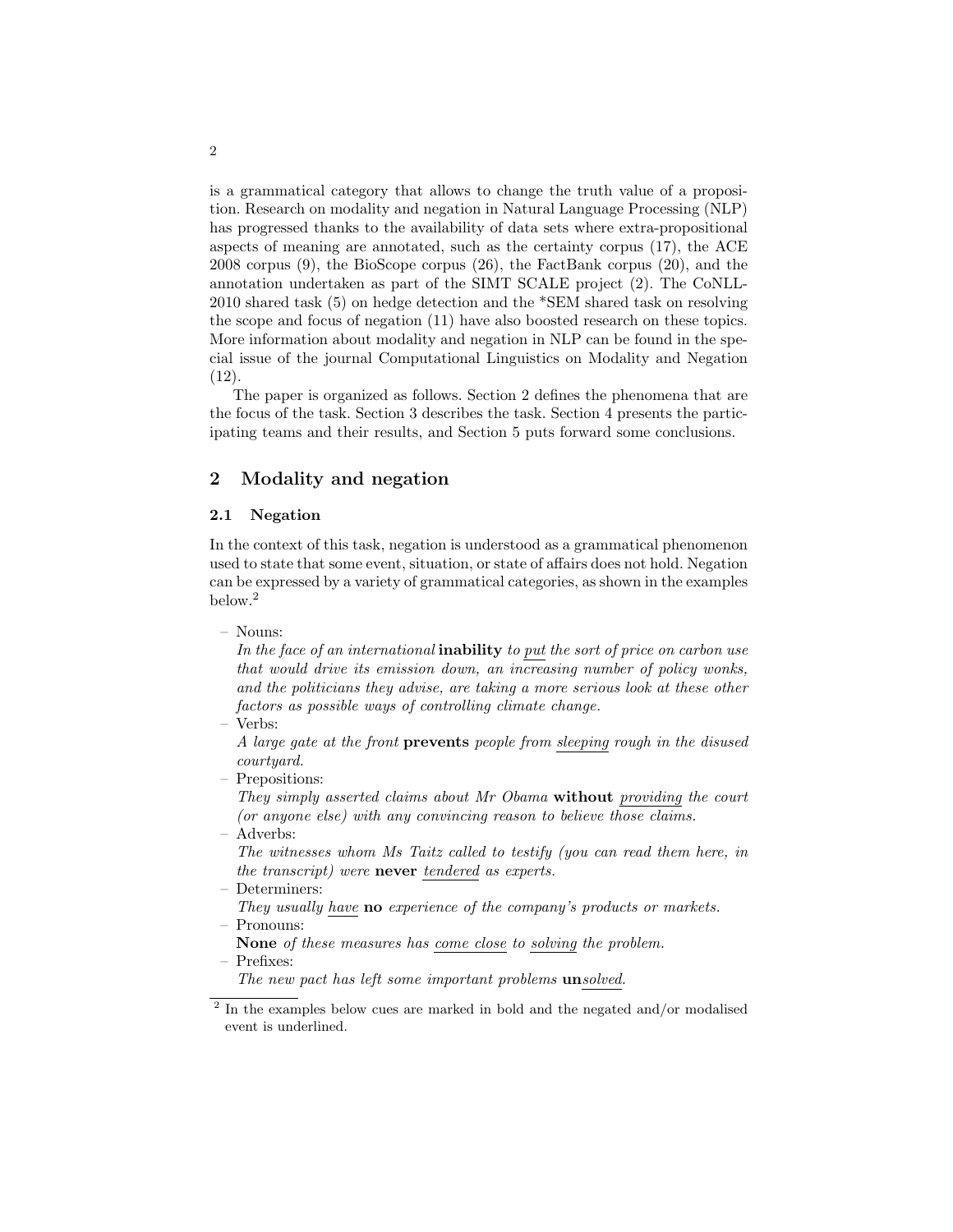is a grammatical category that allows to change the truth value of a proposition. Research on modality and negation in Natural Language Processing (NLP) has progressed thanks to the availability of data sets where extra-propositional aspects of meaning are annotated, such as the certainty corpus (17), the ACE 2008 corpus (9), the BioScope corpus (26), the FactBank corpus (20), and the annotation undertaken as part of the SIMT SCALE project (2). The CoNLL-2010 shared task (5) on hedge detection and the *SEM shared task on resolving the scope and focus of negation (11) have also boosted research on these topics. More information about modality and negation in NLP can be found in the special issue of the journal Computational Linguistics on Modality and Negation (12).

The paper is organized as follows. Section 2 defines the phenomena that are the focus of the task. Section 3 describes the task. Section 4 presents the participating teams and their results, and Section 5 puts forward some conclusions.

## 2 Modality and negation

### 2.1 Negation

In the context of this task, negation is understood as a grammatical phenomenon used to state that some event, situation, or state of affairs does not hold. Negation can be expressed by a variety of grammatical categories, as shown in the examples below.[2]

- Nouns:
  *In the face of an international* **inability** *to <u>put</u> the sort of price on carbon use that would drive its emission down, an increasing number of policy wonks, and the politicians they advise, are taking a more serious look at these other factors as possible ways of controlling climate change.*
- Verbs:
  *A large gate at the front* **prevents** *people from <u>sleeping</u> rough in the disused courtyard.*
- Prepositions:
  *They simply asserted claims about Mr Obama* **without** *<u>providing</u> the court (or anyone else) with any convincing reason to believe those claims.*
- Adverbs:
  *The witnesses whom Ms Taitz called to testify (you can read them here, in the transcript) were* **never** *<u>tendered</u> as experts.*
- Determiners:
  *They usually <u>have</u>* **no** *experience of the company's products or markets.*
- Pronouns:
  **None** *of these measures has <u>come close</u> to <u>solving</u> the problem.*
- Prefixes:
  *The new pact has left some important problems* **un**<u>*solved*</u>.

[2] In the examples below cues are marked in bold and the negated and/or modalised event is underlined.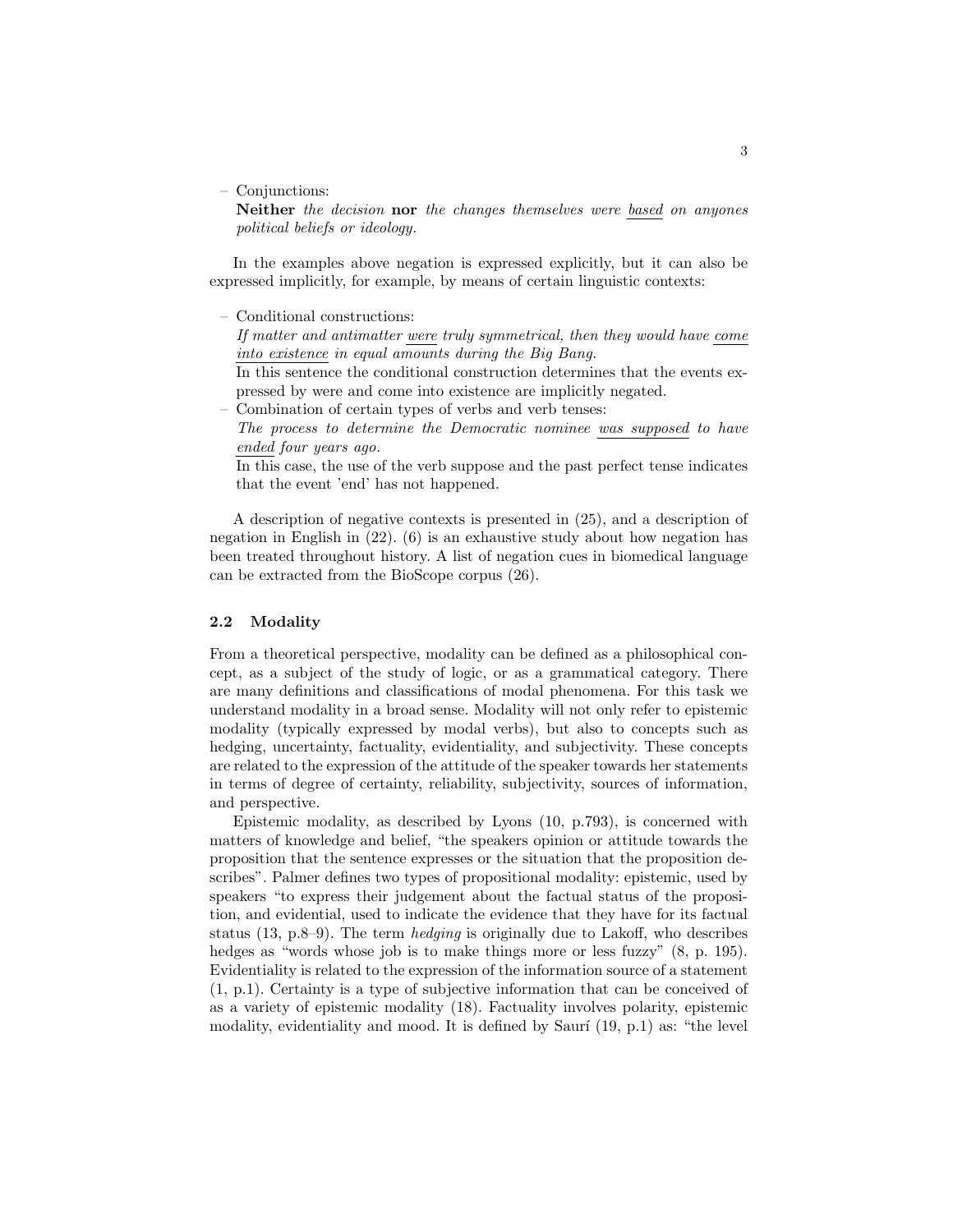– Conjunctions:
  **Neither** *the decision* **nor** *the changes themselves were* <u>*based*</u> *on anyones political beliefs or ideology.*

In the examples above negation is expressed explicitly, but it can also be expressed implicitly, for example, by means of certain linguistic contexts:

– Conditional constructions:
  *If matter and antimatter* <u>*were*</u> *truly symmetrical, then they would have* <u>*come into existence*</u> *in equal amounts during the Big Bang.*
  In this sentence the conditional construction determines that the events expressed by were and come into existence are implicitly negated.
– Combination of certain types of verbs and verb tenses:
  *The process to determine the Democratic nominee* <u>*was supposed*</u> *to have* <u>*ended*</u> *four years ago.*
  In this case, the use of the verb suppose and the past perfect tense indicates that the event 'end' has not happened.

A description of negative contexts is presented in (25), and a description of negation in English in (22). (6) is an exhaustive study about how negation has been treated throughout history. A list of negation cues in biomedical language can be extracted from the BioScope corpus (26).

### 2.2 Modality

From a theoretical perspective, modality can be defined as a philosophical concept, as a subject of the study of logic, or as a grammatical category. There are many definitions and classifications of modal phenomena. For this task we understand modality in a broad sense. Modality will not only refer to epistemic modality (typically expressed by modal verbs), but also to concepts such as hedging, uncertainty, factuality, evidentiality, and subjectivity. These concepts are related to the expression of the attitude of the speaker towards her statements in terms of degree of certainty, reliability, subjectivity, sources of information, and perspective.

Epistemic modality, as described by Lyons (10, p.793), is concerned with matters of knowledge and belief, "the speakers opinion or attitude towards the proposition that the sentence expresses or the situation that the proposition describes". Palmer defines two types of propositional modality: epistemic, used by speakers "to express their judgement about the factual status of the proposition, and evidential, used to indicate the evidence that they have for its factual status (13, p.8–9). The term *hedging* is originally due to Lakoff, who describes hedges as "words whose job is to make things more or less fuzzy" (8, p. 195). Evidentiality is related to the expression of the information source of a statement (1, p.1). Certainty is a type of subjective information that can be conceived of as a variety of epistemic modality (18). Factuality involves polarity, epistemic modality, evidentiality and mood. It is defined by Saurí (19, p.1) as: "the level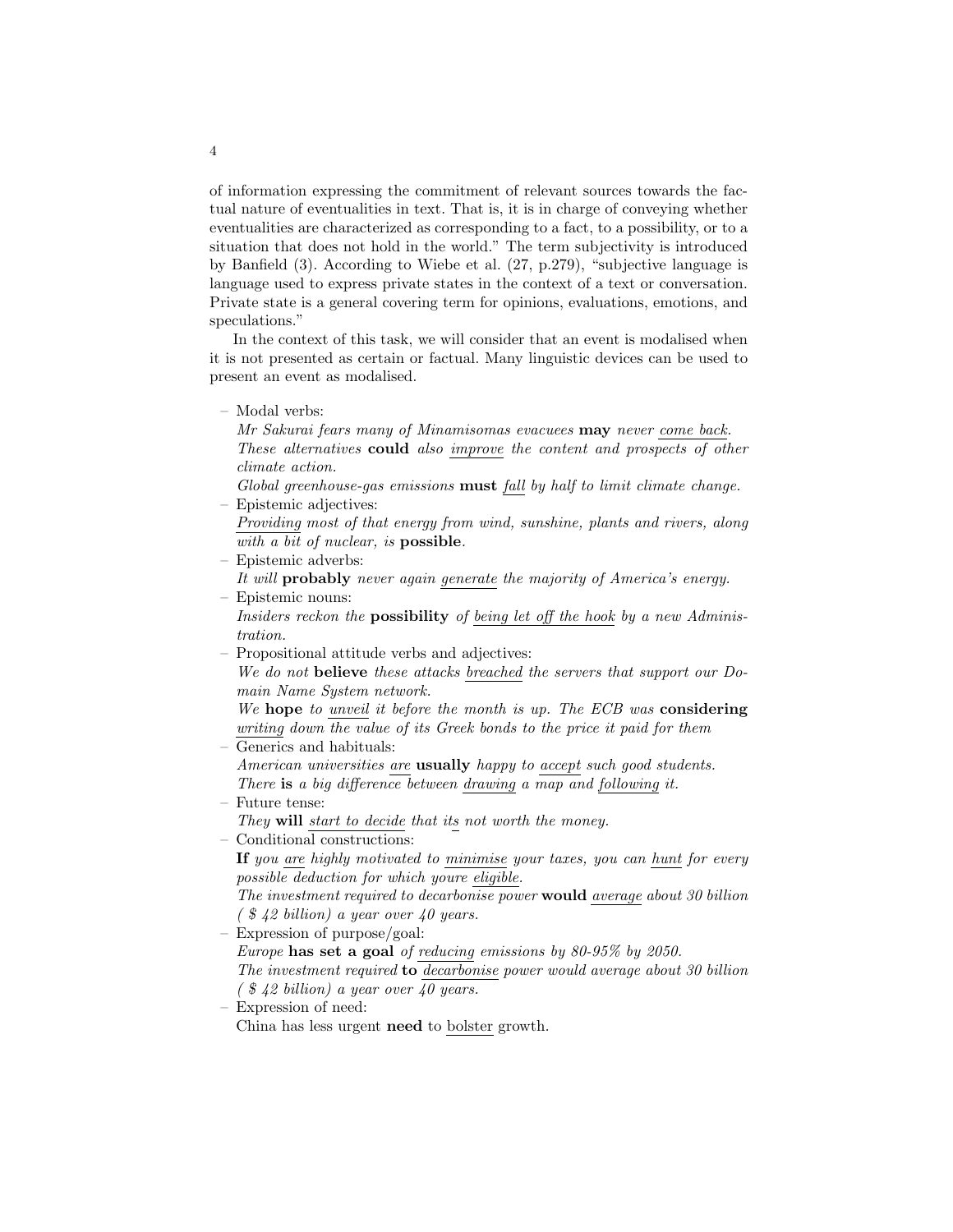of information expressing the commitment of relevant sources towards the factual nature of eventualities in text. That is, it is in charge of conveying whether eventualities are characterized as corresponding to a fact, to a possibility, or to a situation that does not hold in the world." The term subjectivity is introduced by Banfield (3). According to Wiebe et al. (27, p.279), "subjective language is language used to express private states in the context of a text or conversation. Private state is a general covering term for opinions, evaluations, emotions, and speculations."

In the context of this task, we will consider that an event is modalised when it is not presented as certain or factual. Many linguistic devices can be used to present an event as modalised.

- Modal verbs:
  *Mr Sakurai fears many of Minamisomas evacuees* **may** *never <u>come back</u>.*
  *These alternatives* **could** *also <u>improve</u> the content and prospects of other climate action.*
  *Global greenhouse-gas emissions* **must** *<u>fall</u> by half to limit climate change.*
- Epistemic adjectives:
  *<u>Providing</u> most of that energy from wind, sunshine, plants and rivers, along with a bit of nuclear, is* **possible**.
- Epistemic adverbs:
  *It will* **probably** *never again <u>generate</u> the majority of America's energy.*
- Epistemic nouns:
  *Insiders reckon the* **possibility** *of <u>being let off the hook</u> by a new Administration.*
- Propositional attitude verbs and adjectives:
  *We do not* **believe** *these attacks <u>breached</u> the servers that support our Domain Name System network.*
  *We* **hope** *to <u>unveil</u> it before the month is up. The ECB was* **considering** *<u>writing</u> down the value of its Greek bonds to the price it paid for them*
- Generics and habituals:
  *American universities <u>are</u>* **usually** *happy to <u>accept</u> such good students.*
  *There* **is** *a big difference between <u>drawing</u> a map and <u>following</u> it.*
- Future tense:
  *They* **will** *<u>start to decide</u> that <u>its</u> not worth the money.*
- Conditional constructions:
  **If** *you <u>are</u> highly motivated to <u>minimise</u> your taxes, you can <u>hunt</u> for every possible deduction for which youre <u>eligible</u>.*
  *The investment required to decarbonise power* **would** *<u>average</u> about 30 billion ( $ 42 billion) a year over 40 years.*
- Expression of purpose/goal:
  *Europe* **has set a goal** *of <u>reducing</u> emissions by 80-95% by 2050.*
  *The investment required* **to** *<u>decarbonise</u> power would average about 30 billion ( $ 42 billion) a year over 40 years.*
- Expression of need:
  China has less urgent **need** to <u>bolster</u> growth.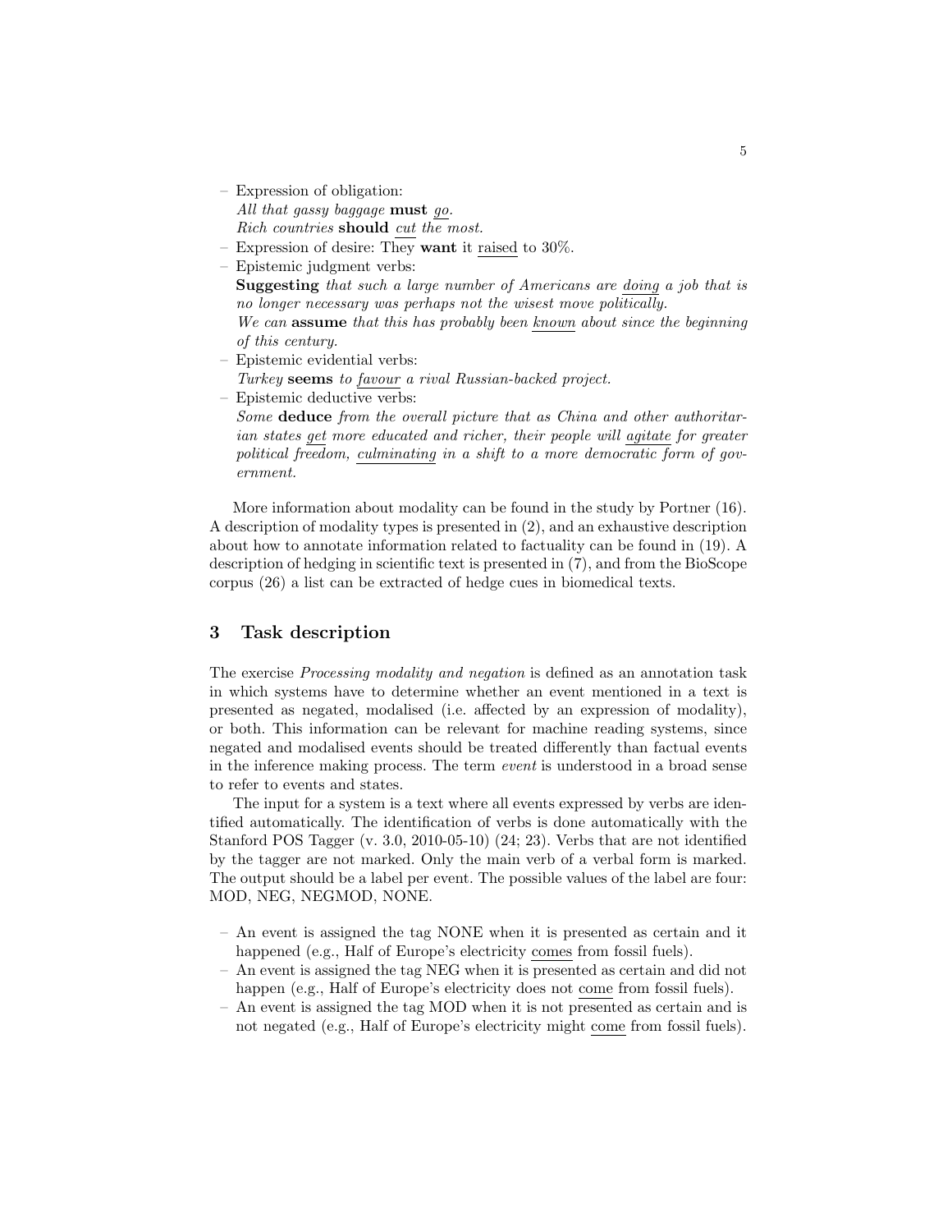- Expression of obligation:
  *All that gassy baggage* **must** *go.*
  *Rich countries* **should** *cut the most.*
- Expression of desire: They **want** it raised to 30%.
- Epistemic judgment verbs:
  **Suggesting** *that such a large number of Americans are doing a job that is no longer necessary was perhaps not the wisest move politically.*
  *We can* **assume** *that this has probably been known about since the beginning of this century.*
- Epistemic evidential verbs:
  *Turkey* **seems** *to favour a rival Russian-backed project.*
- Epistemic deductive verbs:
  *Some* **deduce** *from the overall picture that as China and other authoritarian states get more educated and richer, their people will agitate for greater political freedom, culminating in a shift to a more democratic form of government.*

More information about modality can be found in the study by Portner (16). A description of modality types is presented in (2), and an exhaustive description about how to annotate information related to factuality can be found in (19). A description of hedging in scientific text is presented in (7), and from the BioScope corpus (26) a list can be extracted of hedge cues in biomedical texts.

## 3 Task description

The exercise *Processing modality and negation* is defined as an annotation task in which systems have to determine whether an event mentioned in a text is presented as negated, modalised (i.e. affected by an expression of modality), or both. This information can be relevant for machine reading systems, since negated and modalised events should be treated differently than factual events in the inference making process. The term *event* is understood in a broad sense to refer to events and states.

The input for a system is a text where all events expressed by verbs are identified automatically. The identification of verbs is done automatically with the Stanford POS Tagger (v. 3.0, 2010-05-10) (24; 23). Verbs that are not identified by the tagger are not marked. Only the main verb of a verbal form is marked. The output should be a label per event. The possible values of the label are four: MOD, NEG, NEGMOD, NONE.

- An event is assigned the tag NONE when it is presented as certain and it happened (e.g., Half of Europe's electricity comes from fossil fuels).
- An event is assigned the tag NEG when it is presented as certain and did not happen (e.g., Half of Europe's electricity does not come from fossil fuels).
- An event is assigned the tag MOD when it is not presented as certain and is not negated (e.g., Half of Europe's electricity might come from fossil fuels).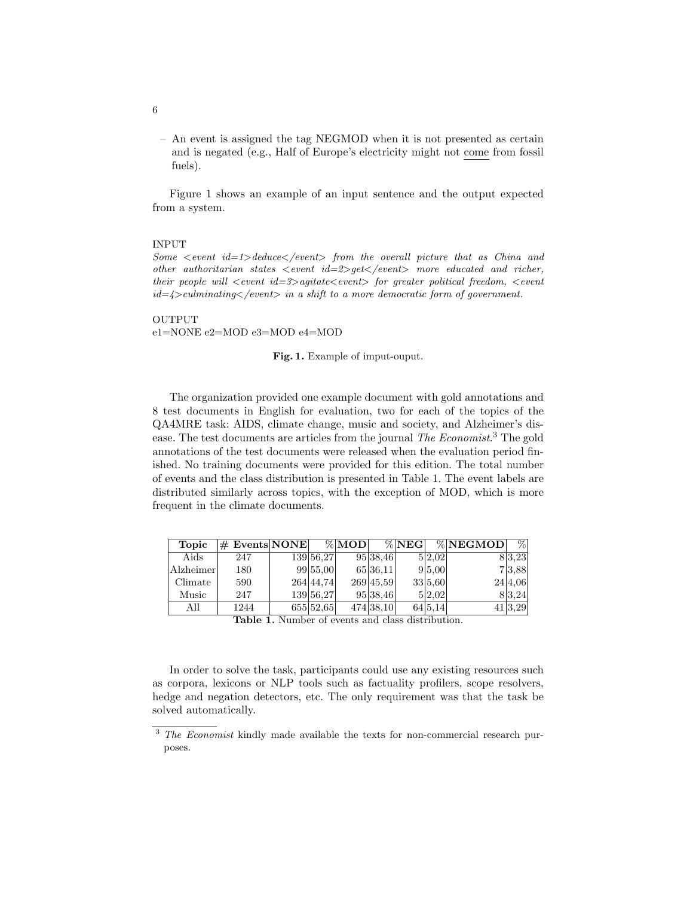– An event is assigned the tag NEGMOD when it is not presented as certain and is negated (e.g., Half of Europe's electricity might not <u>come</u> from fossil fuels).

Figure 1 shows an example of an input sentence and the output expected from a system.

INPUT
*Some <event id=1>deduce</event> from the overall picture that as China and other authoritarian states <event id=2>get</event> more educated and richer, their people will <event id=3>agitate<event> for greater political freedom, <event id=4>culminating</event> in a shift to a more democratic form of government.*

OUTPUT
e1=NONE e2=MOD e3=MOD e4=MOD

**Fig. 1.** Example of imput-ouput.

The organization provided one example document with gold annotations and 8 test documents in English for evaluation, two for each of the topics of the QA4MRE task: AIDS, climate change, music and society, and Alzheimer's disease. The test documents are articles from the journal *The Economist*.[3] The gold annotations of the test documents were released when the evaluation period finished. No training documents were provided for this edition. The total number of events and the class distribution is presented in Table 1. The event labels are distributed similarly across topics, with the exception of MOD, which is more frequent in the climate documents.

| Topic | # Events | NONE | % | MOD | % | NEG | % | NEGMOD | % |
|---|---|---|---|---|---|---|---|---|---|
| Aids | 247 | 139 | 56,27 | 95 | 38,46 | 5 | 2,02 | 8 | 3,23 |
| Alzheimer | 180 | 99 | 55,00 | 65 | 36,11 | 9 | 5,00 | 7 | 3,88 |
| Climate | 590 | 264 | 44,74 | 269 | 45,59 | 33 | 5,60 | 24 | 4,06 |
| Music | 247 | 139 | 56,27 | 95 | 38,46 | 5 | 2,02 | 8 | 3,24 |
| All | 1244 | 655 | 52,65 | 474 | 38,10 | 64 | 5,14 | 41 | 3,29 |

**Table 1.** Number of events and class distribution.

In order to solve the task, participants could use any existing resources such as corpora, lexicons or NLP tools such as factuality profilers, scope resolvers, hedge and negation detectors, etc. The only requirement was that the task be solved automatically.

[3] *The Economist* kindly made available the texts for non-commercial research purposes.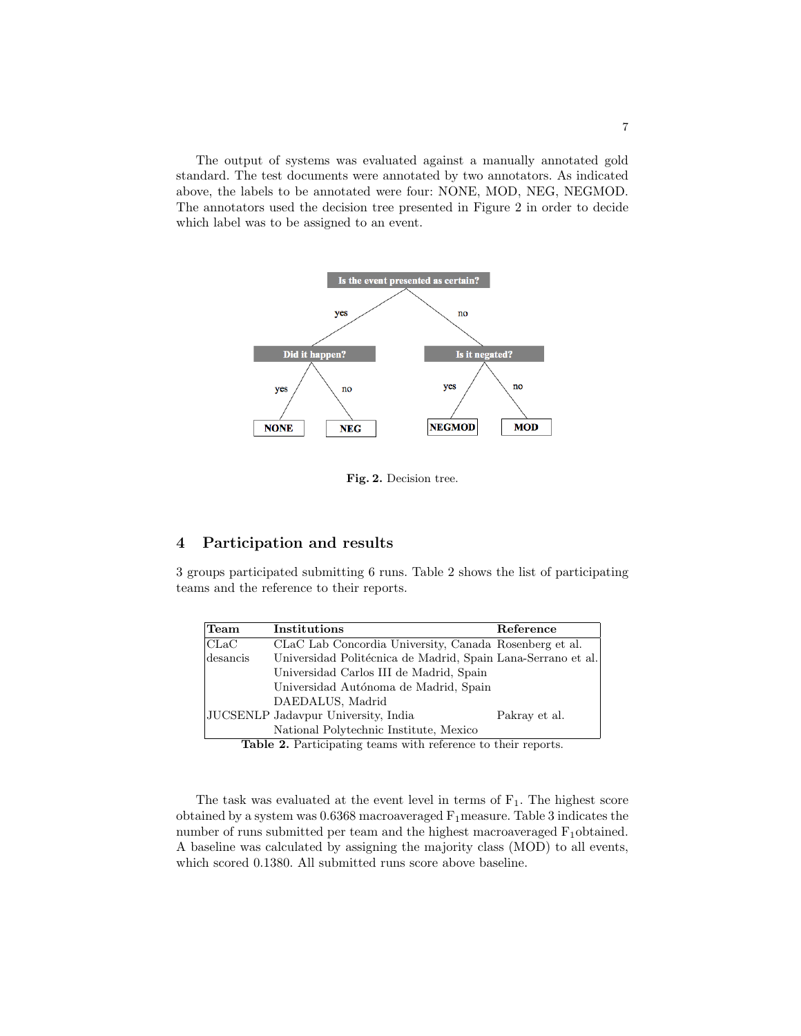The output of systems was evaluated against a manually annotated gold standard. The test documents were annotated by two annotators. As indicated above, the labels to be annotated were four: NONE, MOD, NEG, NEGMOD. The annotators used the decision tree presented in Figure 2 in order to decide which label was to be assigned to an event.

Fig. 2. Decision tree.

## 4 Participation and results

3 groups participated submitting 6 runs. Table 2 shows the list of participating teams and the reference to their reports.

| Team | Institutions | Reference |
|---|---|---|
| CLaC | CLaC Lab Concordia University, Canada | Rosenberg et al. |
| desancis | Universidad Politécnica de Madrid, Spain | Lana-Serrano et al. |
| | Universidad Carlos III de Madrid, Spain | |
| | Universidad Autónoma de Madrid, Spain | |
| | DAEDALUS, Madrid | |
| JUCSENLP | Jadavpur University, India | Pakray et al. |
| | National Polytechnic Institute, Mexico | |

**Table 2.** Participating teams with reference to their reports.

The task was evaluated at the event level in terms of $F_1$. The highest score obtained by a system was 0.6368 macroaveraged $F_1$measure. Table 3 indicates the number of runs submitted per team and the highest macroaveraged $F_1$obtained. A baseline was calculated by assigning the majority class (MOD) to all events, which scored 0.1380. All submitted runs score above baseline.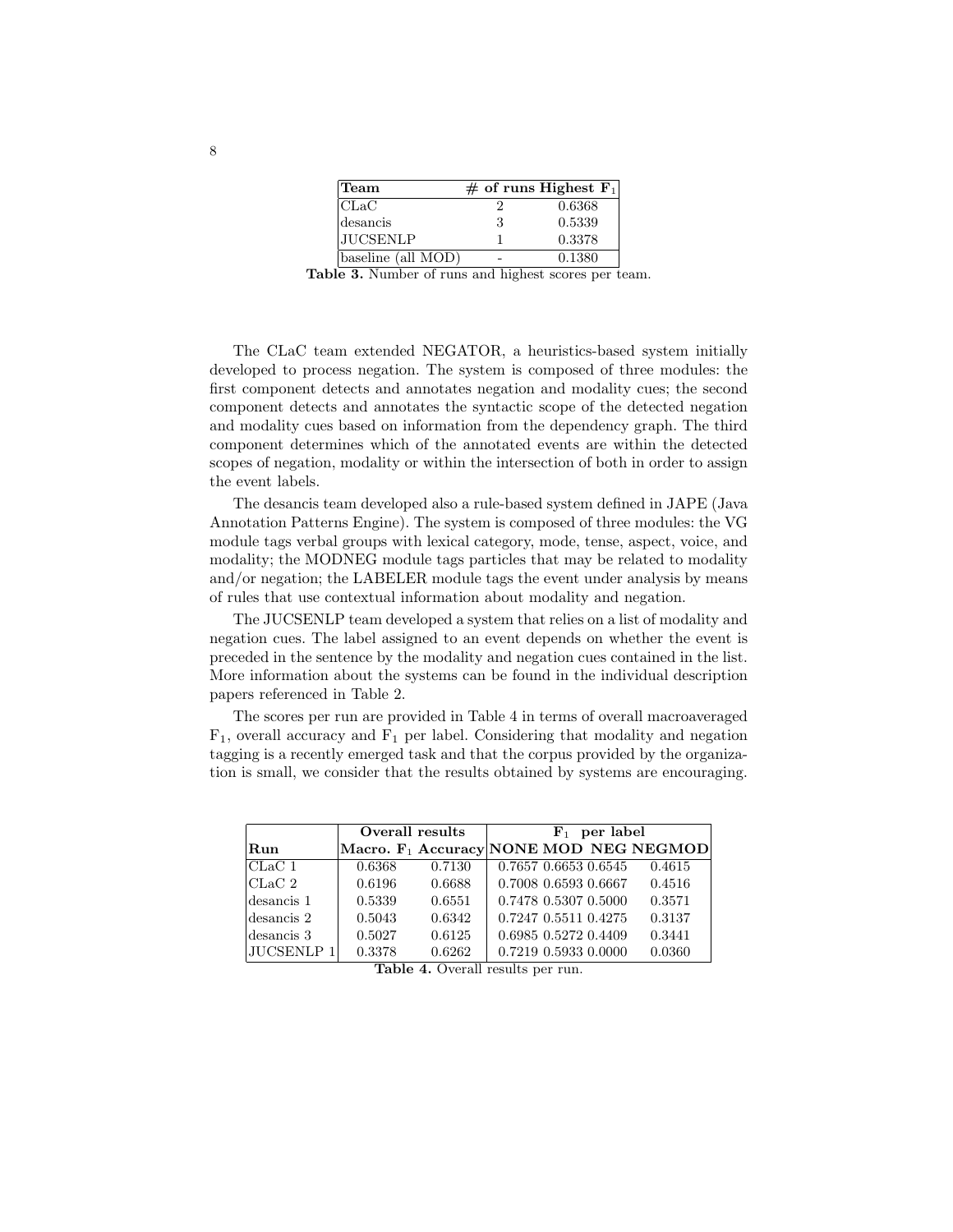| **Team** | **# of runs** | **Highest $\mathbf{F_1}$** |
|---|---|---|
| CLaC | 2 | 0.6368 |
| desancis | 3 | 0.5339 |
| JUCSENLP | 1 | 0.3378 |
| baseline (all MOD) | - | 0.1380 |

**Table 3.** Number of runs and highest scores per team.

The CLaC team extended NEGATOR, a heuristics-based system initially developed to process negation. The system is composed of three modules: the first component detects and annotates negation and modality cues; the second component detects and annotates the syntactic scope of the detected negation and modality cues based on information from the dependency graph. The third component determines which of the annotated events are within the detected scopes of negation, modality or within the intersection of both in order to assign the event labels.

The desancis team developed also a rule-based system defined in JAPE (Java Annotation Patterns Engine). The system is composed of three modules: the VG module tags verbal groups with lexical category, mode, tense, aspect, voice, and modality; the MODNEG module tags particles that may be related to modality and/or negation; the LABELER module tags the event under analysis by means of rules that use contextual information about modality and negation.

The JUCSENLP team developed a system that relies on a list of modality and negation cues. The label assigned to an event depends on whether the event is preceded in the sentence by the modality and negation cues contained in the list. More information about the systems can be found in the individual description papers referenced in Table 2.

The scores per run are provided in Table 4 in terms of overall macroaveraged $F_1$, overall accuracy and $F_1$ per label. Considering that modality and negation tagging is a recently emerged task and that the corpus provided by the organization is small, we consider that the results obtained by systems are encouraging.

| | **Overall results** | | **$\mathbf{F_1}$ per label** | | | |
|---|---|---|---|---|---|---|
| **Run** | **Macro. $\mathbf{F_1}$** | **Accuracy** | **NONE** | **MOD** | **NEG** | **NEGMOD** |
| CLaC 1 | 0.6368 | 0.7130 | 0.7657 | 0.6653 | 0.6545 | 0.4615 |
| CLaC 2 | 0.6196 | 0.6688 | 0.7008 | 0.6593 | 0.6667 | 0.4516 |
| desancis 1 | 0.5339 | 0.6551 | 0.7478 | 0.5307 | 0.5000 | 0.3571 |
| desancis 2 | 0.5043 | 0.6342 | 0.7247 | 0.5511 | 0.4275 | 0.3137 |
| desancis 3 | 0.5027 | 0.6125 | 0.6985 | 0.5272 | 0.4409 | 0.3441 |
| JUCSENLP 1 | 0.3378 | 0.6262 | 0.7219 | 0.5933 | 0.0000 | 0.0360 |

**Table 4.** Overall results per run.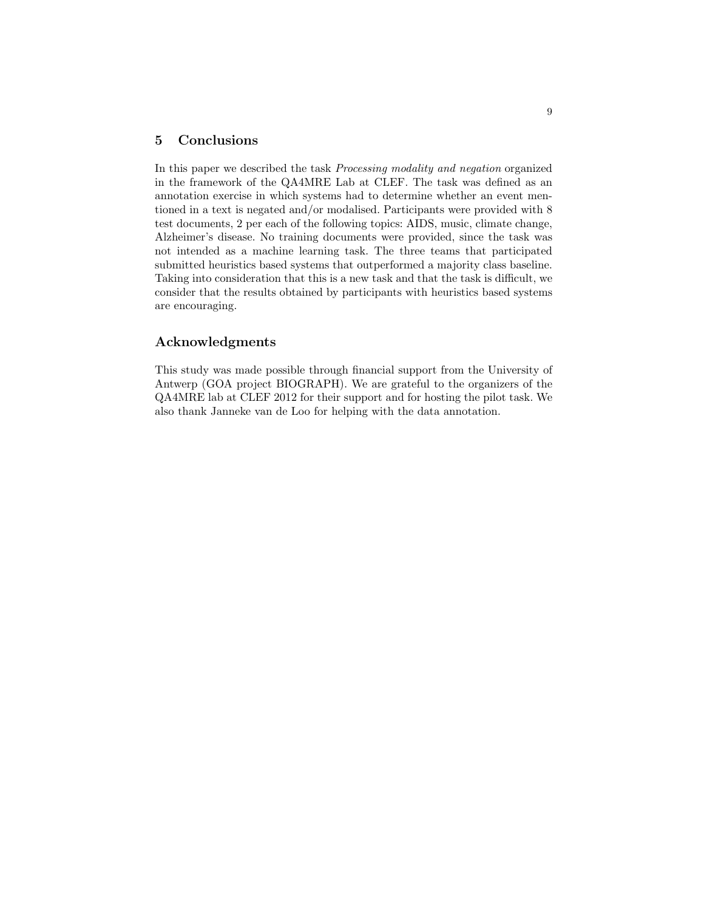## 5 Conclusions

In this paper we described the task *Processing modality and negation* organized in the framework of the QA4MRE Lab at CLEF. The task was defined as an annotation exercise in which systems had to determine whether an event mentioned in a text is negated and/or modalised. Participants were provided with 8 test documents, 2 per each of the following topics: AIDS, music, climate change, Alzheimer's disease. No training documents were provided, since the task was not intended as a machine learning task. The three teams that participated submitted heuristics based systems that outperformed a majority class baseline. Taking into consideration that this is a new task and that the task is difficult, we consider that the results obtained by participants with heuristics based systems are encouraging.

## Acknowledgments

This study was made possible through financial support from the University of Antwerp (GOA project BIOGRAPH). We are grateful to the organizers of the QA4MRE lab at CLEF 2012 for their support and for hosting the pilot task. We also thank Janneke van de Loo for helping with the data annotation.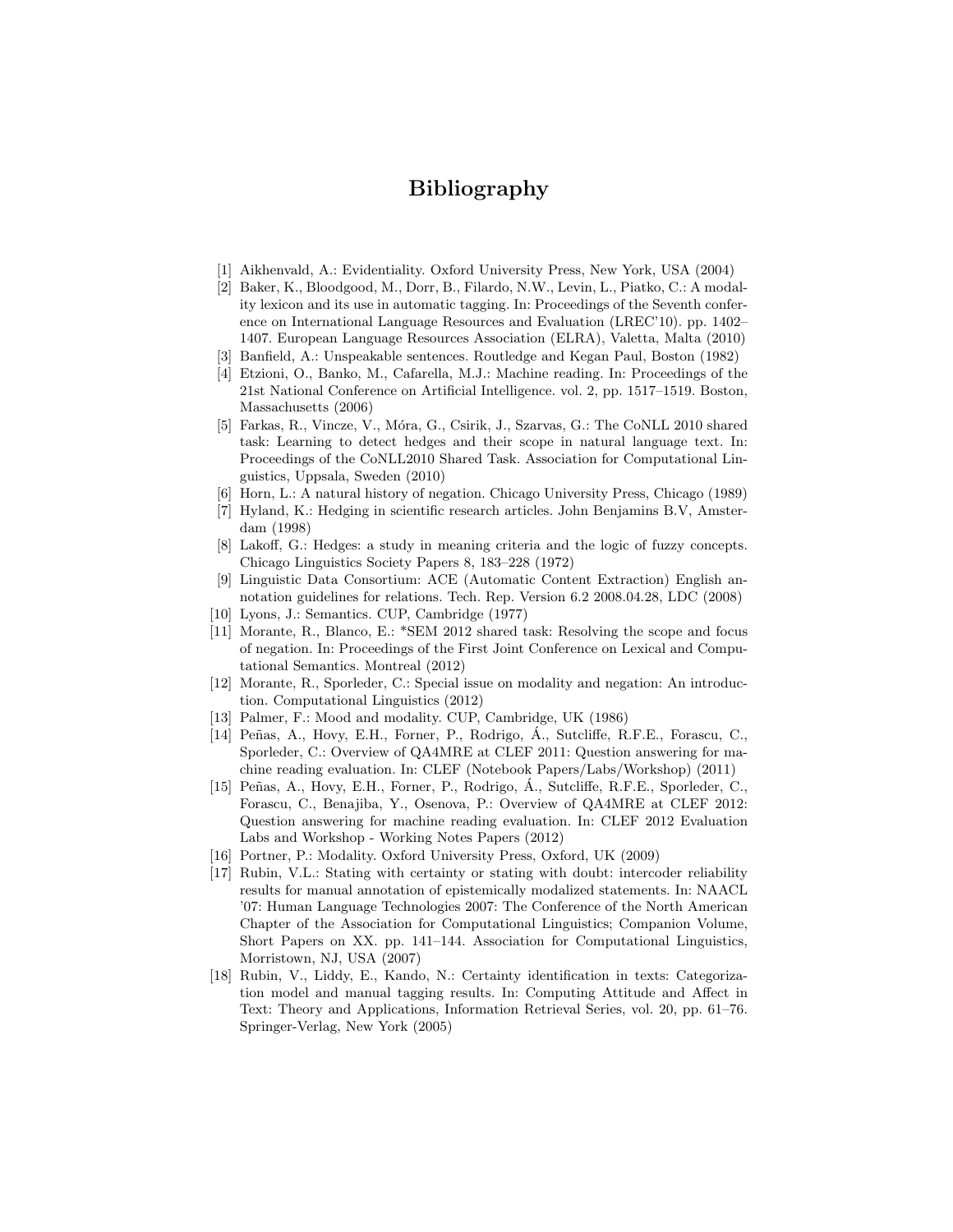# Bibliography

[1] Aikhenvald, A.: Evidentiality. Oxford University Press, New York, USA (2004)

[2] Baker, K., Bloodgood, M., Dorr, B., Filardo, N.W., Levin, L., Piatko, C.: A modality lexicon and its use in automatic tagging. In: Proceedings of the Seventh conference on International Language Resources and Evaluation (LREC'10). pp. 1402–1407. European Language Resources Association (ELRA), Valetta, Malta (2010)

[3] Banfield, A.: Unspeakable sentences. Routledge and Kegan Paul, Boston (1982)

[4] Etzioni, O., Banko, M., Cafarella, M.J.: Machine reading. In: Proceedings of the 21st National Conference on Artificial Intelligence. vol. 2, pp. 1517–1519. Boston, Massachusetts (2006)

[5] Farkas, R., Vincze, V., Móra, G., Csirik, J., Szarvas, G.: The CoNLL 2010 shared task: Learning to detect hedges and their scope in natural language text. In: Proceedings of the CoNLL2010 Shared Task. Association for Computational Linguistics, Uppsala, Sweden (2010)

[6] Horn, L.: A natural history of negation. Chicago University Press, Chicago (1989)

[7] Hyland, K.: Hedging in scientific research articles. John Benjamins B.V, Amsterdam (1998)

[8] Lakoff, G.: Hedges: a study in meaning criteria and the logic of fuzzy concepts. Chicago Linguistics Society Papers 8, 183–228 (1972)

[9] Linguistic Data Consortium: ACE (Automatic Content Extraction) English annotation guidelines for relations. Tech. Rep. Version 6.2 2008.04.28, LDC (2008)

[10] Lyons, J.: Semantics. CUP, Cambridge (1977)

[11] Morante, R., Blanco, E.: *SEM 2012 shared task: Resolving the scope and focus of negation. In: Proceedings of the First Joint Conference on Lexical and Computational Semantics. Montreal (2012)

[12] Morante, R., Sporleder, C.: Special issue on modality and negation: An introduction. Computational Linguistics (2012)

[13] Palmer, F.: Mood and modality. CUP, Cambridge, UK (1986)

[14] Peñas, A., Hovy, E.H., Forner, P., Rodrigo, Á., Sutcliffe, R.F.E., Forascu, C., Sporleder, C.: Overview of QA4MRE at CLEF 2011: Question answering for machine reading evaluation. In: CLEF (Notebook Papers/Labs/Workshop) (2011)

[15] Peñas, A., Hovy, E.H., Forner, P., Rodrigo, Á., Sutcliffe, R.F.E., Sporleder, C., Forascu, C., Benajiba, Y., Osenova, P.: Overview of QA4MRE at CLEF 2012: Question answering for machine reading evaluation. In: CLEF 2012 Evaluation Labs and Workshop - Working Notes Papers (2012)

[16] Portner, P.: Modality. Oxford University Press, Oxford, UK (2009)

[17] Rubin, V.L.: Stating with certainty or stating with doubt: intercoder reliability results for manual annotation of epistemically modalized statements. In: NAACL '07: Human Language Technologies 2007: The Conference of the North American Chapter of the Association for Computational Linguistics; Companion Volume, Short Papers on XX. pp. 141–144. Association for Computational Linguistics, Morristown, NJ, USA (2007)

[18] Rubin, V., Liddy, E., Kando, N.: Certainty identification in texts: Categorization model and manual tagging results. In: Computing Attitude and Affect in Text: Theory and Applications, Information Retrieval Series, vol. 20, pp. 61–76. Springer-Verlag, New York (2005)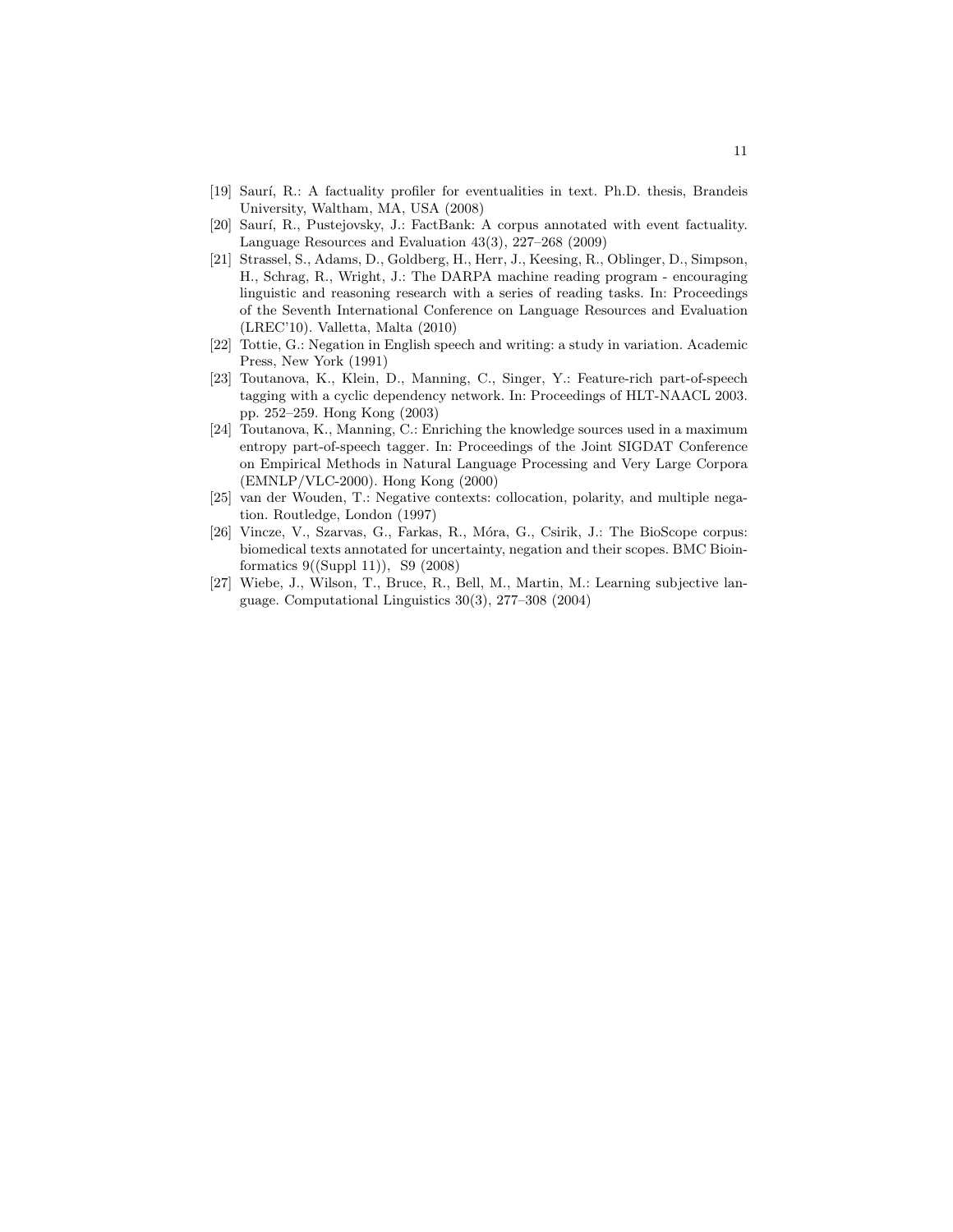[19] Saurí, R.: A factuality profiler for eventualities in text. Ph.D. thesis, Brandeis University, Waltham, MA, USA (2008)

[20] Saurí, R., Pustejovsky, J.: FactBank: A corpus annotated with event factuality. Language Resources and Evaluation 43(3), 227–268 (2009)

[21] Strassel, S., Adams, D., Goldberg, H., Herr, J., Keesing, R., Oblinger, D., Simpson, H., Schrag, R., Wright, J.: The DARPA machine reading program - encouraging linguistic and reasoning research with a series of reading tasks. In: Proceedings of the Seventh International Conference on Language Resources and Evaluation (LREC'10). Valletta, Malta (2010)

[22] Tottie, G.: Negation in English speech and writing: a study in variation. Academic Press, New York (1991)

[23] Toutanova, K., Klein, D., Manning, C., Singer, Y.: Feature-rich part-of-speech tagging with a cyclic dependency network. In: Proceedings of HLT-NAACL 2003. pp. 252–259. Hong Kong (2003)

[24] Toutanova, K., Manning, C.: Enriching the knowledge sources used in a maximum entropy part-of-speech tagger. In: Proceedings of the Joint SIGDAT Conference on Empirical Methods in Natural Language Processing and Very Large Corpora (EMNLP/VLC-2000). Hong Kong (2000)

[25] van der Wouden, T.: Negative contexts: collocation, polarity, and multiple negation. Routledge, London (1997)

[26] Vincze, V., Szarvas, G., Farkas, R., Móra, G., Csirik, J.: The BioScope corpus: biomedical texts annotated for uncertainty, negation and their scopes. BMC Bioinformatics 9((Suppl 11)), S9 (2008)

[27] Wiebe, J., Wilson, T., Bruce, R., Bell, M., Martin, M.: Learning subjective language. Computational Linguistics 30(3), 277–308 (2004)